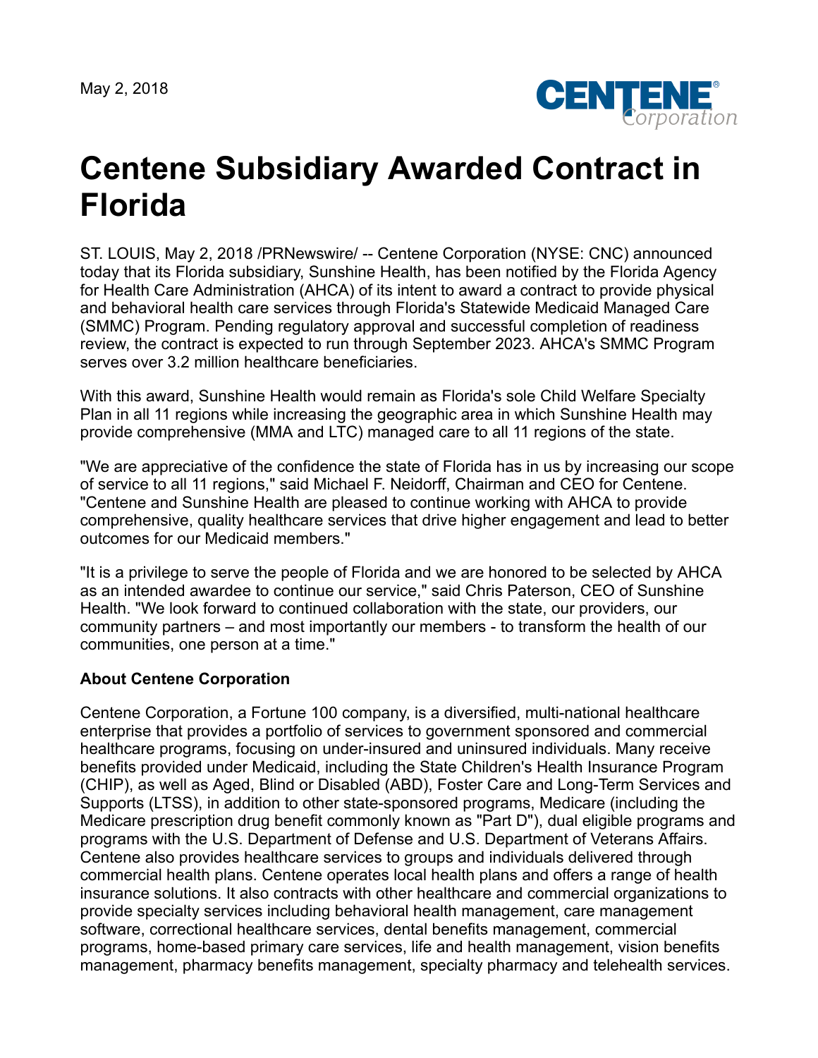May 2, 2018

# Centene Subsidiary Awarded Contract in Florida

ST. LOUIS, May 2, 2018 /PRNewswire/ -- Centene Corporation (NYSE: CNC) announced today that its Florida subsidiary, Sunshine Health, has been notified by the Florida Agency for Health Care Administration (AHCA) of its intent to award a contract to provide physical and behavioral health care services through Florida's Statewide Medicaid Managed Care (SMMC) Program. Pending regulatory approval and successful completion of readiness review, the contract is expected to run through September 2023. AHCA's SMMC Program serves over 3.2 million healthcare beneficiaries.

With this award, Sunshine Health would remain as Florida's sole Child Welfare Specialty Plan in all 11 regions while increasing the geographic area in which Sunshine Health may provide comprehensive (MMA and LTC) managed care to all 11 regions of the state.

"We are appreciative of the confidence the state of Florida has in us by increasing our scope of service to all 11 regions," said Michael F. Neidorff, Chairman and CEO for Centene. "Centene and Sunshine Health are pleased to continue working with AHCA to provide comprehensive, quality healthcare services that drive higher engagement and lead to better outcomes for our Medicaid members."

"It is a privilege to serve the people of Florida and we are honored to be selected by AHCA as an intended awardee to continue our service," said Chris Paterson, CEO of Sunshine Health. "We look forward to continued collaboration with the state, our providers, our community partners – and most importantly our members - to transform the health of our communities, one person at a time."

**About Centene Corporation**

Centene Corporation, a Fortune 100 company, is a diversified, multi-national healthcare enterprise that provides a portfolio of services to government sponsored and commercial healthcare programs, focusing on under-insured and uninsured individuals. Many receive benefits provided under Medicaid, including the State Children's Health Insurance Program (CHIP), as well as Aged, Blind or Disabled (ABD), Foster Care and Long-Term Services and Supports (LTSS), in addition to other state-sponsored programs, Medicare (including the Medicare prescription drug benefit commonly known as "Part D"), dual eligible programs and programs with the U.S. Department of Defense and U.S. Department of Veterans Affairs. Centene also provides healthcare services to groups and individuals delivered through commercial health plans. Centene operates local health plans and offers a range of health insurance solutions. It also contracts with other healthcare and commercial organizations to provide specialty services including behavioral health management, care management software, correctional healthcare services, dental benefits management, commercial programs, home-based primary care services, life and health management, vision benefits management, pharmacy benefits management, specialty pharmacy and telehealth services.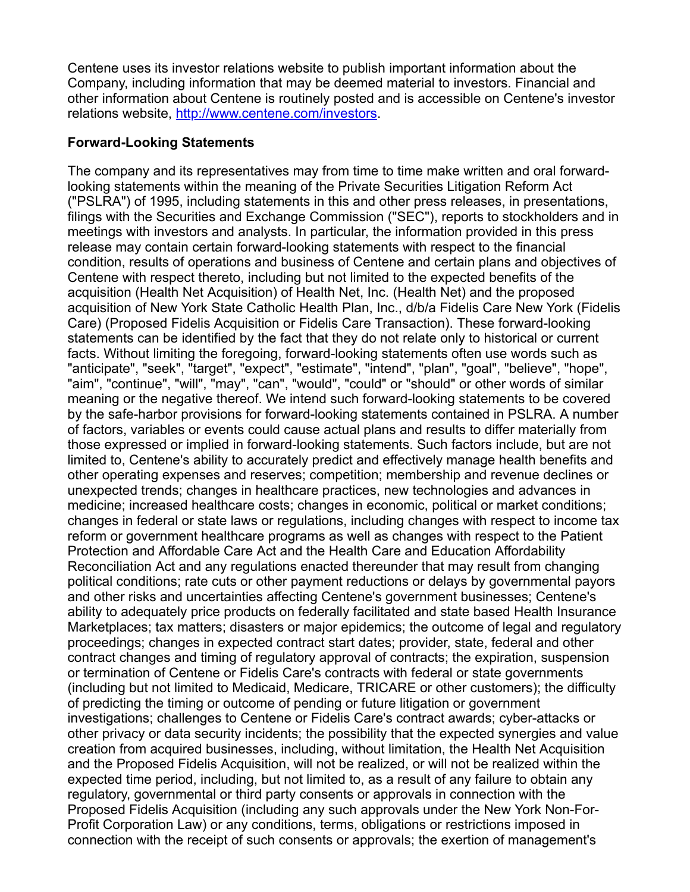Centene uses its investor relations website to publish important information about the Company, including information that may be deemed material to investors. Financial and other information about Centene is routinely posted and is accessible on Centene's investor relations website, http://www.centene.com/investors.

**Forward-Looking Statements**

The company and its representatives may from time to time make written and oral forward-looking statements within the meaning of the Private Securities Litigation Reform Act ("PSLRA") of 1995, including statements in this and other press releases, in presentations, filings with the Securities and Exchange Commission ("SEC"), reports to stockholders and in meetings with investors and analysts. In particular, the information provided in this press release may contain certain forward-looking statements with respect to the financial condition, results of operations and business of Centene and certain plans and objectives of Centene with respect thereto, including but not limited to the expected benefits of the acquisition (Health Net Acquisition) of Health Net, Inc. (Health Net) and the proposed acquisition of New York State Catholic Health Plan, Inc., d/b/a Fidelis Care New York (Fidelis Care) (Proposed Fidelis Acquisition or Fidelis Care Transaction). These forward-looking statements can be identified by the fact that they do not relate only to historical or current facts. Without limiting the foregoing, forward-looking statements often use words such as "anticipate", "seek", "target", "expect", "estimate", "intend", "plan", "goal", "believe", "hope", "aim", "continue", "will", "may", "can", "would", "could" or "should" or other words of similar meaning or the negative thereof. We intend such forward-looking statements to be covered by the safe-harbor provisions for forward-looking statements contained in PSLRA. A number of factors, variables or events could cause actual plans and results to differ materially from those expressed or implied in forward-looking statements. Such factors include, but are not limited to, Centene's ability to accurately predict and effectively manage health benefits and other operating expenses and reserves; competition; membership and revenue declines or unexpected trends; changes in healthcare practices, new technologies and advances in medicine; increased healthcare costs; changes in economic, political or market conditions; changes in federal or state laws or regulations, including changes with respect to income tax reform or government healthcare programs as well as changes with respect to the Patient Protection and Affordable Care Act and the Health Care and Education Affordability Reconciliation Act and any regulations enacted thereunder that may result from changing political conditions; rate cuts or other payment reductions or delays by governmental payors and other risks and uncertainties affecting Centene's government businesses; Centene's ability to adequately price products on federally facilitated and state based Health Insurance Marketplaces; tax matters; disasters or major epidemics; the outcome of legal and regulatory proceedings; changes in expected contract start dates; provider, state, federal and other contract changes and timing of regulatory approval of contracts; the expiration, suspension or termination of Centene or Fidelis Care's contracts with federal or state governments (including but not limited to Medicaid, Medicare, TRICARE or other customers); the difficulty of predicting the timing or outcome of pending or future litigation or government investigations; challenges to Centene or Fidelis Care's contract awards; cyber-attacks or other privacy or data security incidents; the possibility that the expected synergies and value creation from acquired businesses, including, without limitation, the Health Net Acquisition and the Proposed Fidelis Acquisition, will not be realized, or will not be realized within the expected time period, including, but not limited to, as a result of any failure to obtain any regulatory, governmental or third party consents or approvals in connection with the Proposed Fidelis Acquisition (including any such approvals under the New York Non-For-Profit Corporation Law) or any conditions, terms, obligations or restrictions imposed in connection with the receipt of such consents or approvals; the exertion of management's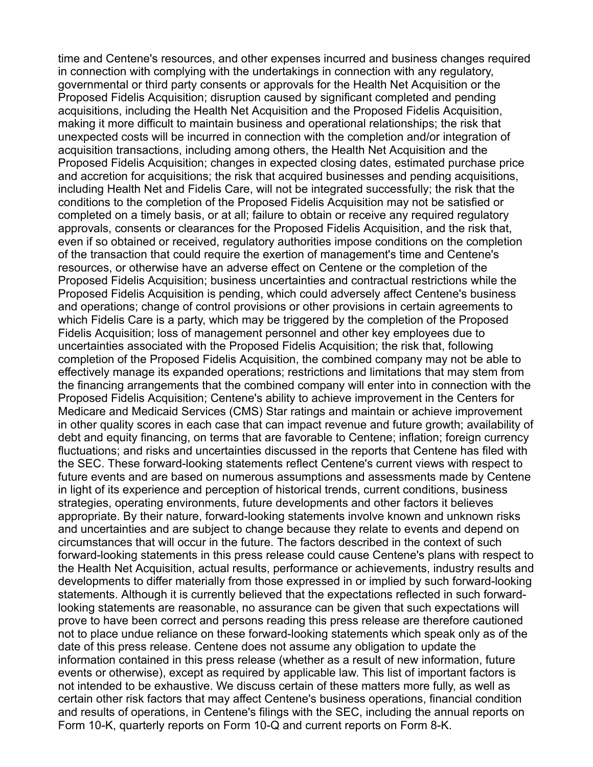time and Centene's resources, and other expenses incurred and business changes required in connection with complying with the undertakings in connection with any regulatory, governmental or third party consents or approvals for the Health Net Acquisition or the Proposed Fidelis Acquisition; disruption caused by significant completed and pending acquisitions, including the Health Net Acquisition and the Proposed Fidelis Acquisition, making it more difficult to maintain business and operational relationships; the risk that unexpected costs will be incurred in connection with the completion and/or integration of acquisition transactions, including among others, the Health Net Acquisition and the Proposed Fidelis Acquisition; changes in expected closing dates, estimated purchase price and accretion for acquisitions; the risk that acquired businesses and pending acquisitions, including Health Net and Fidelis Care, will not be integrated successfully; the risk that the conditions to the completion of the Proposed Fidelis Acquisition may not be satisfied or completed on a timely basis, or at all; failure to obtain or receive any required regulatory approvals, consents or clearances for the Proposed Fidelis Acquisition, and the risk that, even if so obtained or received, regulatory authorities impose conditions on the completion of the transaction that could require the exertion of management's time and Centene's resources, or otherwise have an adverse effect on Centene or the completion of the Proposed Fidelis Acquisition; business uncertainties and contractual restrictions while the Proposed Fidelis Acquisition is pending, which could adversely affect Centene's business and operations; change of control provisions or other provisions in certain agreements to which Fidelis Care is a party, which may be triggered by the completion of the Proposed Fidelis Acquisition; loss of management personnel and other key employees due to uncertainties associated with the Proposed Fidelis Acquisition; the risk that, following completion of the Proposed Fidelis Acquisition, the combined company may not be able to effectively manage its expanded operations; restrictions and limitations that may stem from the financing arrangements that the combined company will enter into in connection with the Proposed Fidelis Acquisition; Centene's ability to achieve improvement in the Centers for Medicare and Medicaid Services (CMS) Star ratings and maintain or achieve improvement in other quality scores in each case that can impact revenue and future growth; availability of debt and equity financing, on terms that are favorable to Centene; inflation; foreign currency fluctuations; and risks and uncertainties discussed in the reports that Centene has filed with the SEC. These forward-looking statements reflect Centene's current views with respect to future events and are based on numerous assumptions and assessments made by Centene in light of its experience and perception of historical trends, current conditions, business strategies, operating environments, future developments and other factors it believes appropriate. By their nature, forward-looking statements involve known and unknown risks and uncertainties and are subject to change because they relate to events and depend on circumstances that will occur in the future. The factors described in the context of such forward-looking statements in this press release could cause Centene's plans with respect to the Health Net Acquisition, actual results, performance or achievements, industry results and developments to differ materially from those expressed in or implied by such forward-looking statements. Although it is currently believed that the expectations reflected in such forward-looking statements are reasonable, no assurance can be given that such expectations will prove to have been correct and persons reading this press release are therefore cautioned not to place undue reliance on these forward-looking statements which speak only as of the date of this press release. Centene does not assume any obligation to update the information contained in this press release (whether as a result of new information, future events or otherwise), except as required by applicable law. This list of important factors is not intended to be exhaustive. We discuss certain of these matters more fully, as well as certain other risk factors that may affect Centene's business operations, financial condition and results of operations, in Centene's filings with the SEC, including the annual reports on Form 10-K, quarterly reports on Form 10-Q and current reports on Form 8-K.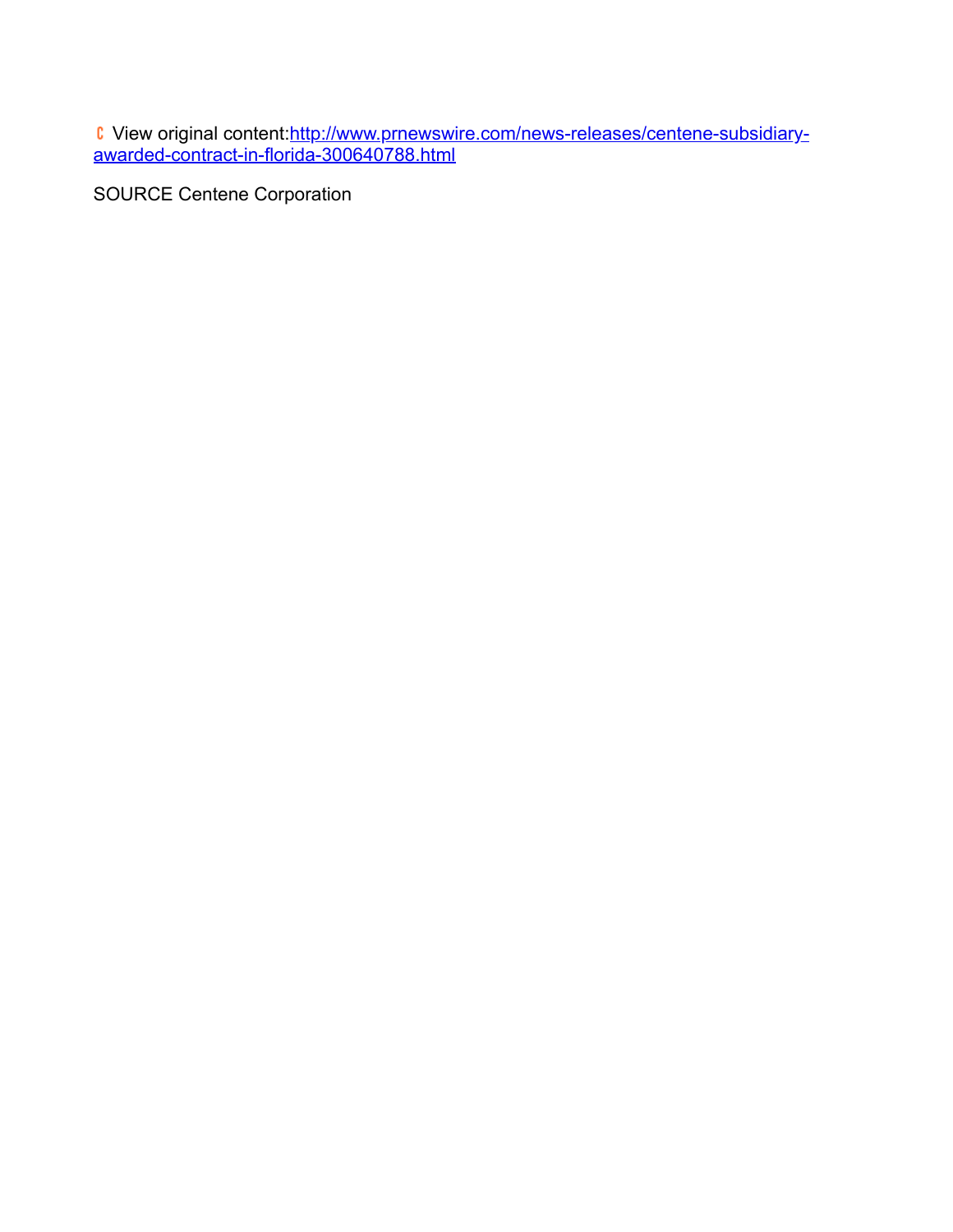View original content:[http://www.prnewswire.com/news-releases/centene-subsidiary-awarded-contract-in-florida-300640788.html](http://www.prnewswire.com/news-releases/centene-subsidiary-awarded-contract-in-florida-300640788.html)

SOURCE Centene Corporation